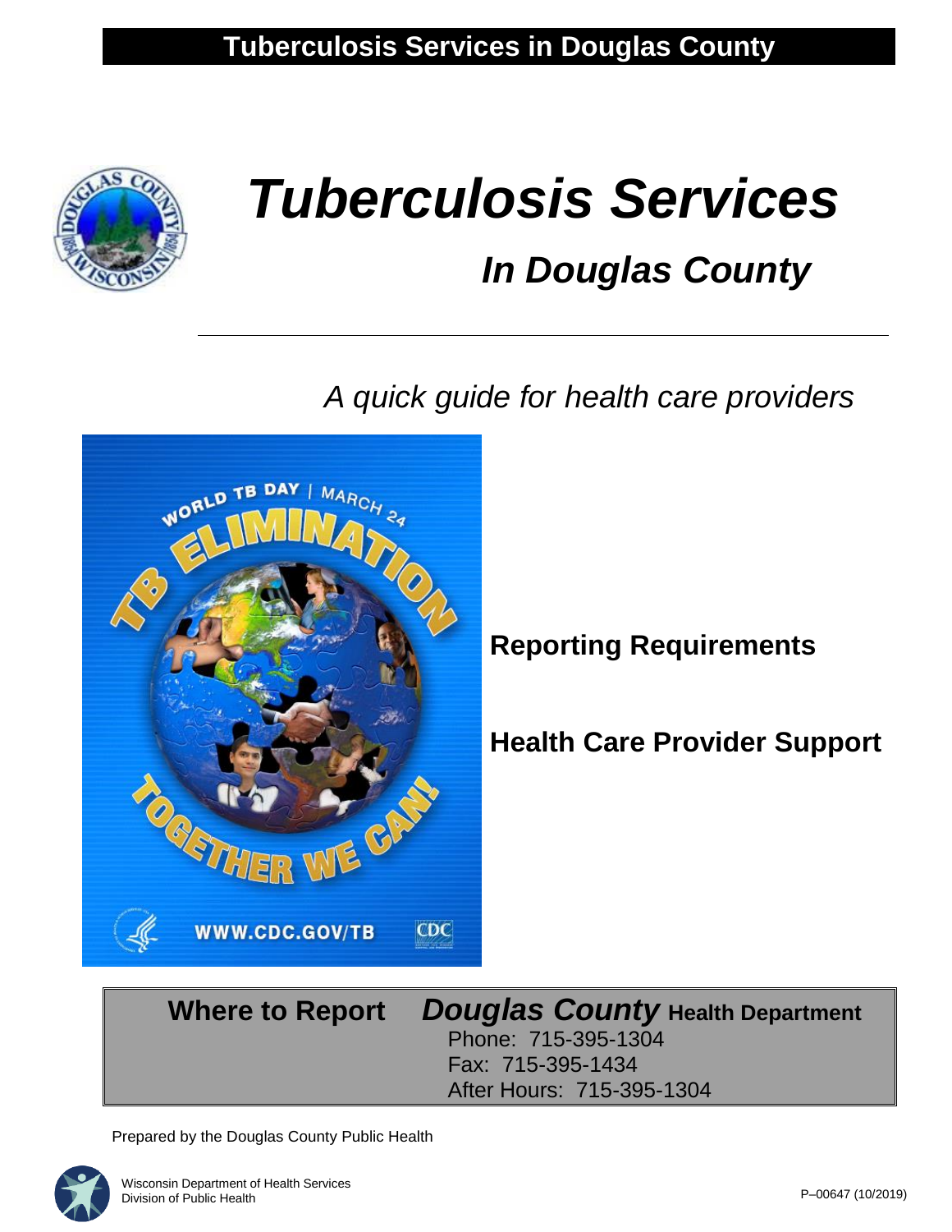**Tuberculosis Services in Douglas County**

# *Tuberculosis Services*

## *In Douglas County*

*A quick guide for health care providers*

**Reporting Requirements**

**Health Care Provider Support**

| **Where to Report** | ***Douglas County* Health Department** |
|---|---|
| | Phone: 715-395-1304 |
| | Fax: 715-395-1434 |
| | After Hours: 715-395-1304 |

Prepared by the Douglas County Public Health

Wisconsin Department of Health Services
Division of Public Health

P–00647 (10/2019)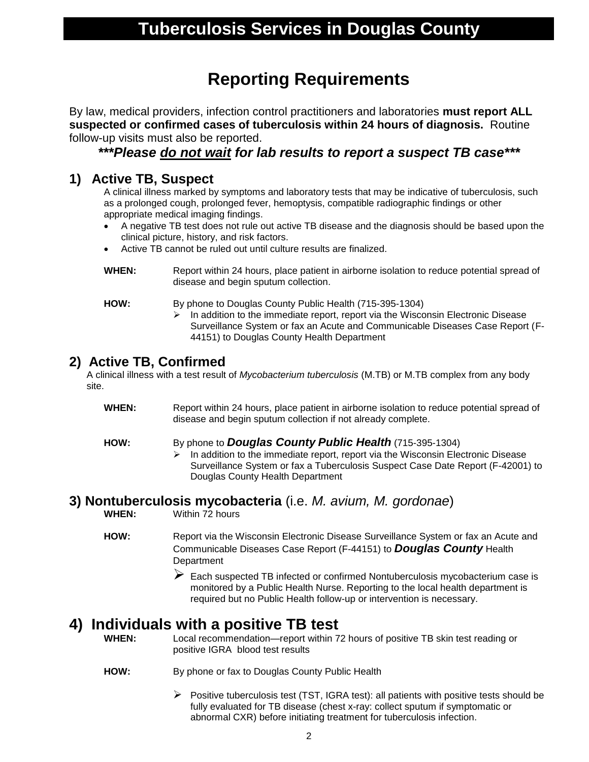# Tuberculosis Services in Douglas County

## Reporting Requirements

By law, medical providers, infection control practitioners and laboratories **must report ALL suspected or confirmed cases of tuberculosis within 24 hours of diagnosis.** Routine follow-up visits must also be reported.

***\*\*\*Please <u>do not wait</u> for lab results to report a suspect TB case\*\*\****

### 1) Active TB, Suspect

A clinical illness marked by symptoms and laboratory tests that may be indicative of tuberculosis, such as a prolonged cough, prolonged fever, hemoptysis, compatible radiographic findings or other appropriate medical imaging findings.

- A negative TB test does not rule out active TB disease and the diagnosis should be based upon the clinical picture, history, and risk factors.
- Active TB cannot be ruled out until culture results are finalized.

**WHEN:** Report within 24 hours, place patient in airborne isolation to reduce potential spread of disease and begin sputum collection.

**HOW:** By phone to Douglas County Public Health (715-395-1304)

- In addition to the immediate report, report via the Wisconsin Electronic Disease Surveillance System or fax an Acute and Communicable Diseases Case Report (F-44151) to Douglas County Health Department

### 2) Active TB, Confirmed

A clinical illness with a test result of *Mycobacterium tuberculosis* (M.TB) or M.TB complex from any body site.

**WHEN:** Report within 24 hours, place patient in airborne isolation to reduce potential spread of disease and begin sputum collection if not already complete.

**HOW:** By phone to ***Douglas County Public Health*** (715-395-1304)

- In addition to the immediate report, report via the Wisconsin Electronic Disease Surveillance System or fax a Tuberculosis Suspect Case Date Report (F-42001) to Douglas County Health Department

### 3) Nontuberculosis mycobacteria (i.e. *M. avium, M. gordonae*)

**WHEN:** Within 72 hours

**HOW:** Report via the Wisconsin Electronic Disease Surveillance System or fax an Acute and Communicable Diseases Case Report (F-44151) to ***Douglas County*** Health Department

- Each suspected TB infected or confirmed Nontuberculosis mycobacterium case is monitored by a Public Health Nurse. Reporting to the local health department is required but no Public Health follow-up or intervention is necessary.

### 4) Individuals with a positive TB test

**WHEN:** Local recommendation—report within 72 hours of positive TB skin test reading or positive IGRA blood test results

**HOW:** By phone or fax to Douglas County Public Health

- Positive tuberculosis test (TST, IGRA test): all patients with positive tests should be fully evaluated for TB disease (chest x-ray: collect sputum if symptomatic or abnormal CXR) before initiating treatment for tuberculosis infection.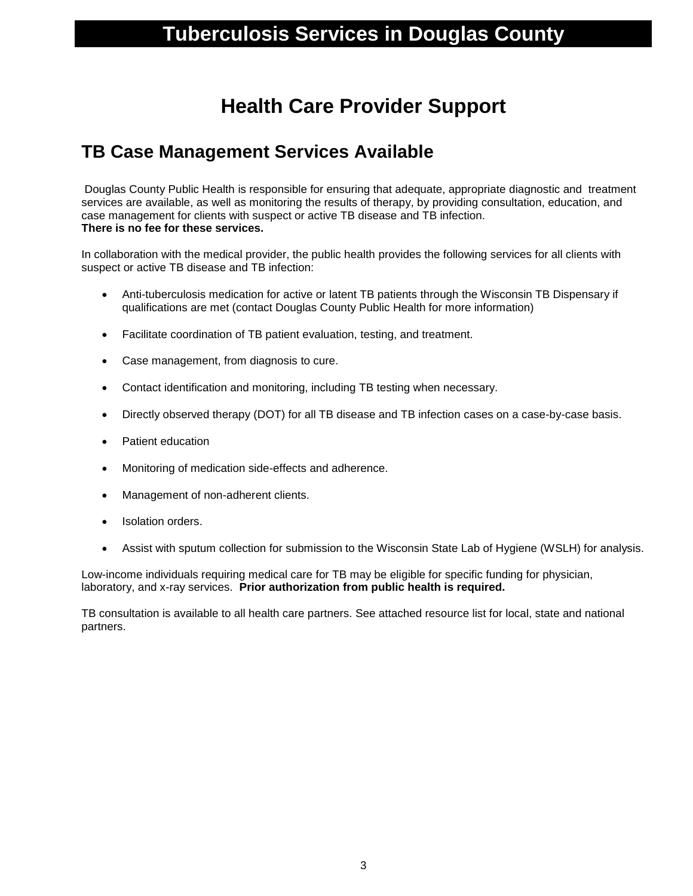# Tuberculosis Services in Douglas County

## Health Care Provider Support

### TB Case Management Services Available

Douglas County Public Health is responsible for ensuring that adequate, appropriate diagnostic and treatment services are available, as well as monitoring the results of therapy, by providing consultation, education, and case management for clients with suspect or active TB disease and TB infection.
**There is no fee for these services.**

In collaboration with the medical provider, the public health provides the following services for all clients with suspect or active TB disease and TB infection:

- Anti-tuberculosis medication for active or latent TB patients through the Wisconsin TB Dispensary if qualifications are met (contact Douglas County Public Health for more information)
- Facilitate coordination of TB patient evaluation, testing, and treatment.
- Case management, from diagnosis to cure.
- Contact identification and monitoring, including TB testing when necessary.
- Directly observed therapy (DOT) for all TB disease and TB infection cases on a case-by-case basis.
- Patient education
- Monitoring of medication side-effects and adherence.
- Management of non-adherent clients.
- Isolation orders.
- Assist with sputum collection for submission to the Wisconsin State Lab of Hygiene (WSLH) for analysis.

Low-income individuals requiring medical care for TB may be eligible for specific funding for physician, laboratory, and x-ray services. **Prior authorization from public health is required.**

TB consultation is available to all health care partners. See attached resource list for local, state and national partners.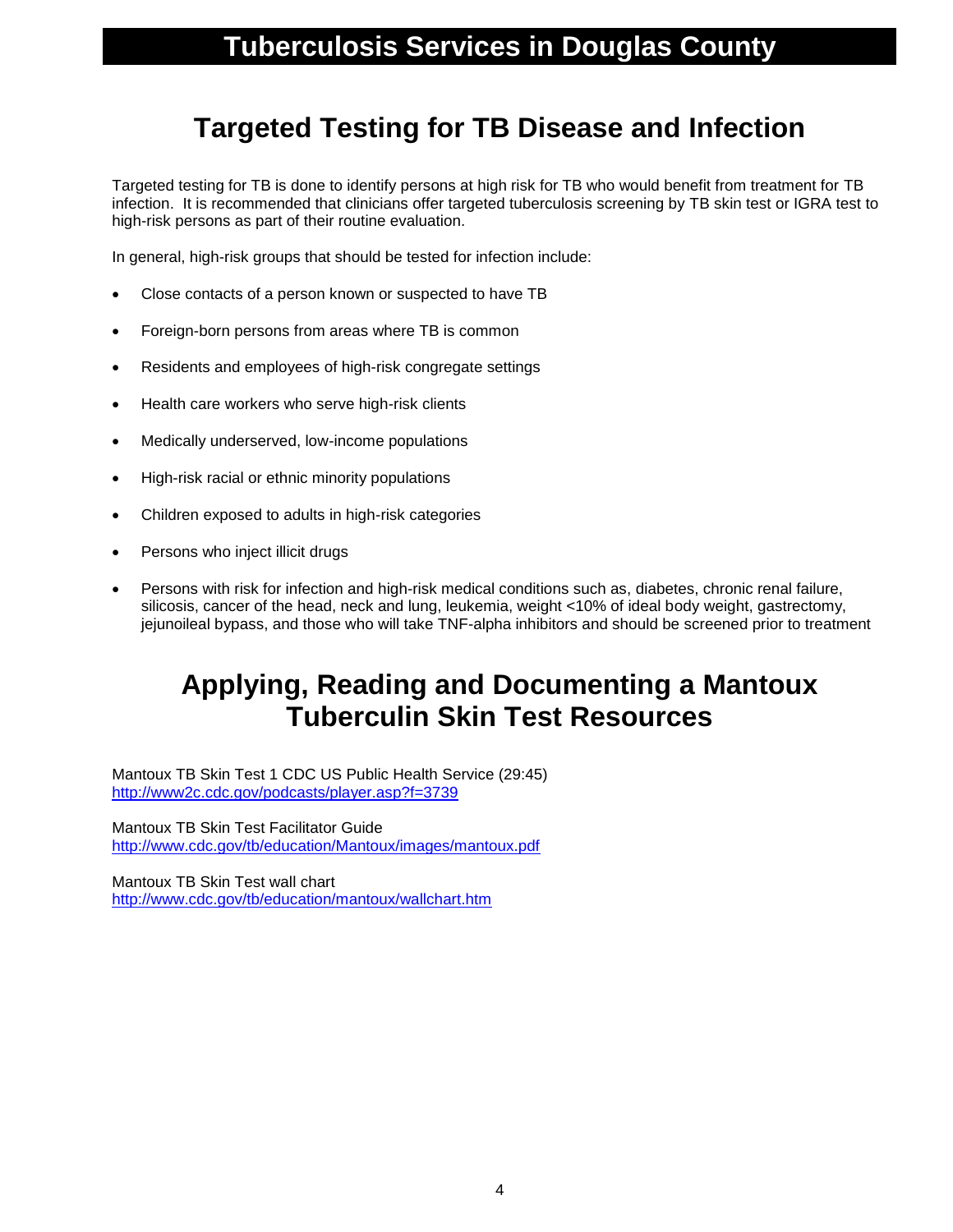# Tuberculosis Services in Douglas County

## Targeted Testing for TB Disease and Infection

Targeted testing for TB is done to identify persons at high risk for TB who would benefit from treatment for TB infection. It is recommended that clinicians offer targeted tuberculosis screening by TB skin test or IGRA test to high-risk persons as part of their routine evaluation.

In general, high-risk groups that should be tested for infection include:

- Close contacts of a person known or suspected to have TB
- Foreign-born persons from areas where TB is common
- Residents and employees of high-risk congregate settings
- Health care workers who serve high-risk clients
- Medically underserved, low-income populations
- High-risk racial or ethnic minority populations
- Children exposed to adults in high-risk categories
- Persons who inject illicit drugs
- Persons with risk for infection and high-risk medical conditions such as, diabetes, chronic renal failure, silicosis, cancer of the head, neck and lung, leukemia, weight <10% of ideal body weight, gastrectomy, jejunoileal bypass, and those who will take TNF-alpha inhibitors and should be screened prior to treatment

## Applying, Reading and Documenting a Mantoux Tuberculin Skin Test Resources

Mantoux TB Skin Test 1 CDC US Public Health Service (29:45)
http://www2c.cdc.gov/podcasts/player.asp?f=3739

Mantoux TB Skin Test Facilitator Guide
http://www.cdc.gov/tb/education/Mantoux/images/mantoux.pdf

Mantoux TB Skin Test wall chart
http://www.cdc.gov/tb/education/mantoux/wallchart.htm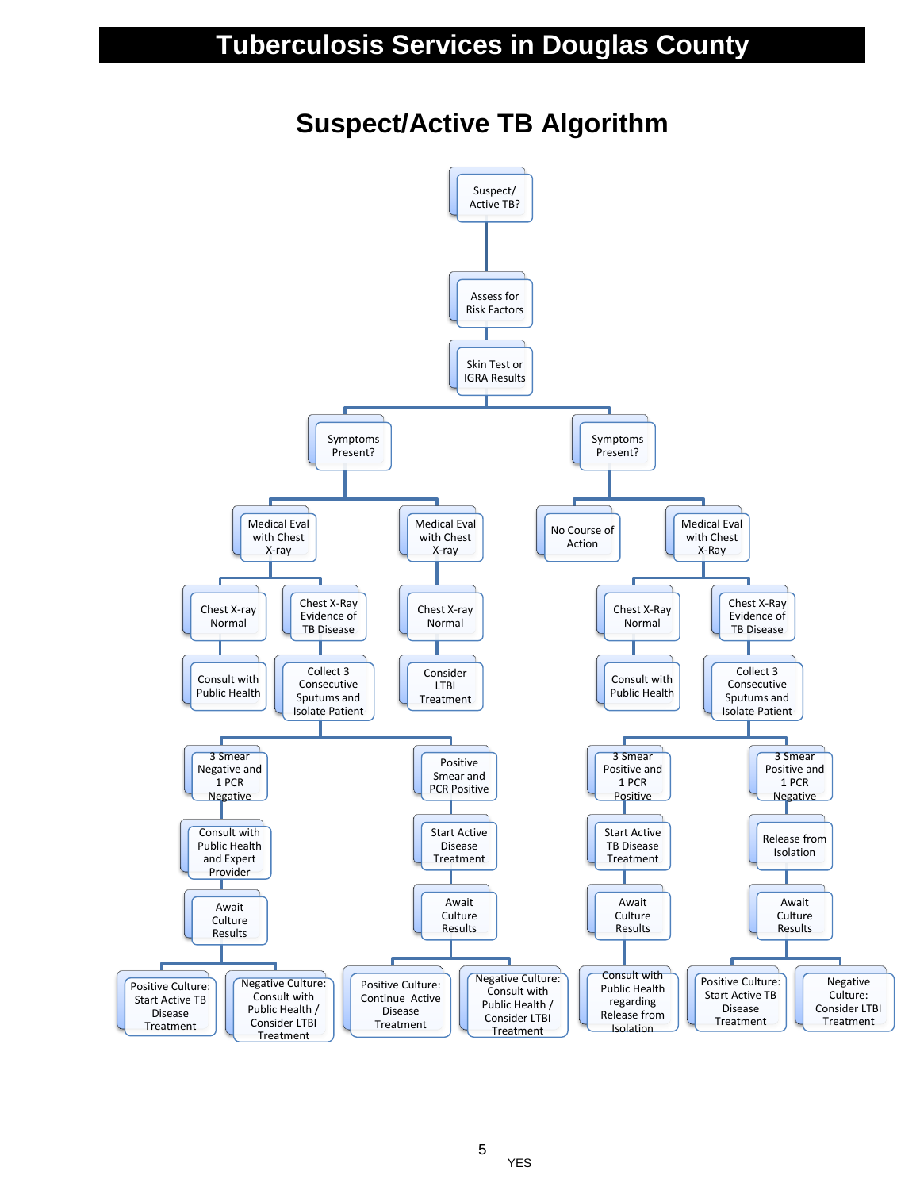# Tuberculosis Services in Douglas County

## Suspect/Active TB Algorithm

- Suspect/ Active TB?
  - Assess for Risk Factors
    - Skin Test or IGRA Results
      - Symptoms Present?
        - Medical Eval with Chest X-ray
          - Chest X-ray Normal
            - Consult with Public Health
          - Chest X-Ray Evidence of TB Disease
            - Collect 3 Consecutive Sputums and Isolate Patient
              - 3 Smear Negative and 1 PCR Negative
                - Consult with Public Health and Expert Provider
                  - Await Culture Results
                    - Positive Culture: Start Active TB Disease Treatment
                    - Negative Culture: Consult with Public Health / Consider LTBI Treatment
              - Positive Smear and PCR Positive
                - Start Active Disease Treatment
                  - Await Culture Results
                    - Positive Culture: Continue Active Disease Treatment
                    - Negative Culture: Consult with Public Health / Consider LTBI Treatment
        - Medical Eval with Chest X-ray
          - Chest X-ray Normal
            - Consider LTBI Treatment
      - Symptoms Present?
        - No Course of Action
        - Medical Eval with Chest X-Ray
          - Chest X-Ray Normal
            - Consult with Public Health
          - Chest X-Ray Evidence of TB Disease
            - Collect 3 Consecutive Sputums and Isolate Patient
              - 3 Smear Positive and 1 PCR Positive
                - Start Active TB Disease Treatment
                  - Await Culture Results
                    - Consult with Public Health regarding Release from Isolation
              - 3 Smear Positive and 1 PCR Negative
                - Release from Isolation
                  - Await Culture Results
                    - Positive Culture: Start Active TB Disease Treatment
                    - Negative Culture: Consider LTBI Treatment

YES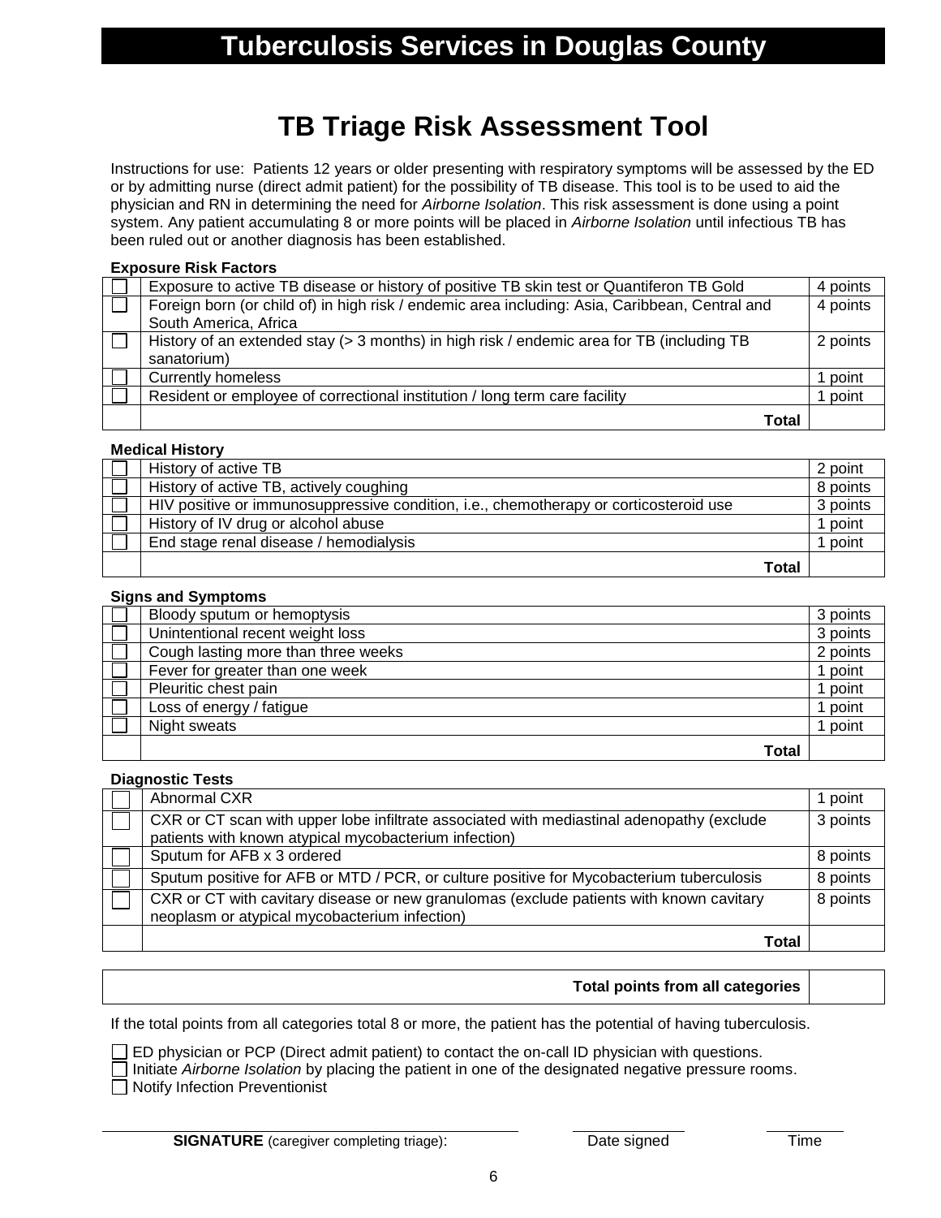# Tuberculosis Services in Douglas County

## TB Triage Risk Assessment Tool

Instructions for use: Patients 12 years or older presenting with respiratory symptoms will be assessed by the ED or by admitting nurse (direct admit patient) for the possibility of TB disease. This tool is to be used to aid the physician and RN in determining the need for *Airborne Isolation*. This risk assessment is done using a point system. Any patient accumulating 8 or more points will be placed in *Airborne Isolation* until infectious TB has been ruled out or another diagnosis has been established.

**Exposure Risk Factors**

| | | |
|---|---|---|
| ☐ | Exposure to active TB disease or history of positive TB skin test or Quantiferon TB Gold | 4 points |
| ☐ | Foreign born (or child of) in high risk / endemic area including: Asia, Caribbean, Central and South America, Africa | 4 points |
| ☐ | History of an extended stay (> 3 months) in high risk / endemic area for TB (including TB sanatorium) | 2 points |
| ☐ | Currently homeless | 1 point |
| ☐ | Resident or employee of correctional institution / long term care facility | 1 point |
| | **Total** | |

**Medical History**

| | | |
|---|---|---|
| ☐ | History of active TB | 2 point |
| ☐ | History of active TB, actively coughing | 8 points |
| ☐ | HIV positive or immunosuppressive condition, i.e., chemotherapy or corticosteroid use | 3 points |
| ☐ | History of IV drug or alcohol abuse | 1 point |
| ☐ | End stage renal disease / hemodialysis | 1 point |
| | **Total** | |

**Signs and Symptoms**

| | | |
|---|---|---|
| ☐ | Bloody sputum or hemoptysis | 3 points |
| ☐ | Unintentional recent weight loss | 3 points |
| ☐ | Cough lasting more than three weeks | 2 points |
| ☐ | Fever for greater than one week | 1 point |
| ☐ | Pleuritic chest pain | 1 point |
| ☐ | Loss of energy / fatigue | 1 point |
| ☐ | Night sweats | 1 point |
| | **Total** | |

**Diagnostic Tests**

| | | |
|---|---|---|
| ☐ | Abnormal CXR | 1 point |
| ☐ | CXR or CT scan with upper lobe infiltrate associated with mediastinal adenopathy (exclude patients with known atypical mycobacterium infection) | 3 points |
| ☐ | Sputum for AFB x 3 ordered | 8 points |
| ☐ | Sputum positive for AFB or MTD / PCR, or culture positive for Mycobacterium tuberculosis | 8 points |
| ☐ | CXR or CT with cavitary disease or new granulomas (exclude patients with known cavitary neoplasm or atypical mycobacterium infection) | 8 points |
| | **Total** | |

| | |
|---|---|
| **Total points from all categories** | |

If the total points from all categories total 8 or more, the patient has the potential of having tuberculosis.

☐ ED physician or PCP (Direct admit patient) to contact the on-call ID physician with questions.
☐ Initiate *Airborne Isolation* by placing the patient in one of the designated negative pressure rooms.
☐ Notify Infection Preventionist

**SIGNATURE** (caregiver completing triage): ______________________ Date signed ____________ Time ____________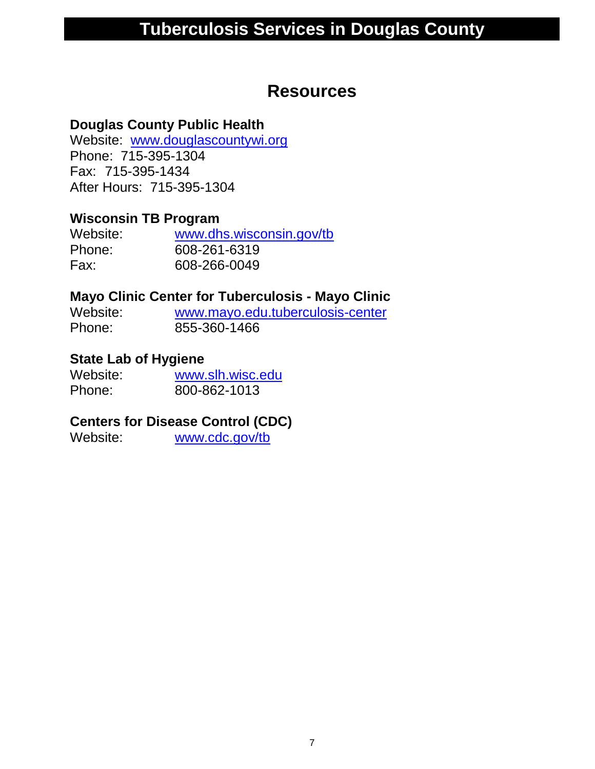# Tuberculosis Services in Douglas County

## Resources

**Douglas County Public Health**
Website: www.douglascountywi.org
Phone: 715-395-1304
Fax: 715-395-1434
After Hours: 715-395-1304

**Wisconsin TB Program**
Website: www.dhs.wisconsin.gov/tb
Phone: 608-261-6319
Fax: 608-266-0049

**Mayo Clinic Center for Tuberculosis - Mayo Clinic**
Website: www.mayo.edu.tuberculosis-center
Phone: 855-360-1466

**State Lab of Hygiene**
Website: www.slh.wisc.edu
Phone: 800-862-1013

**Centers for Disease Control (CDC)**
Website: www.cdc.gov/tb